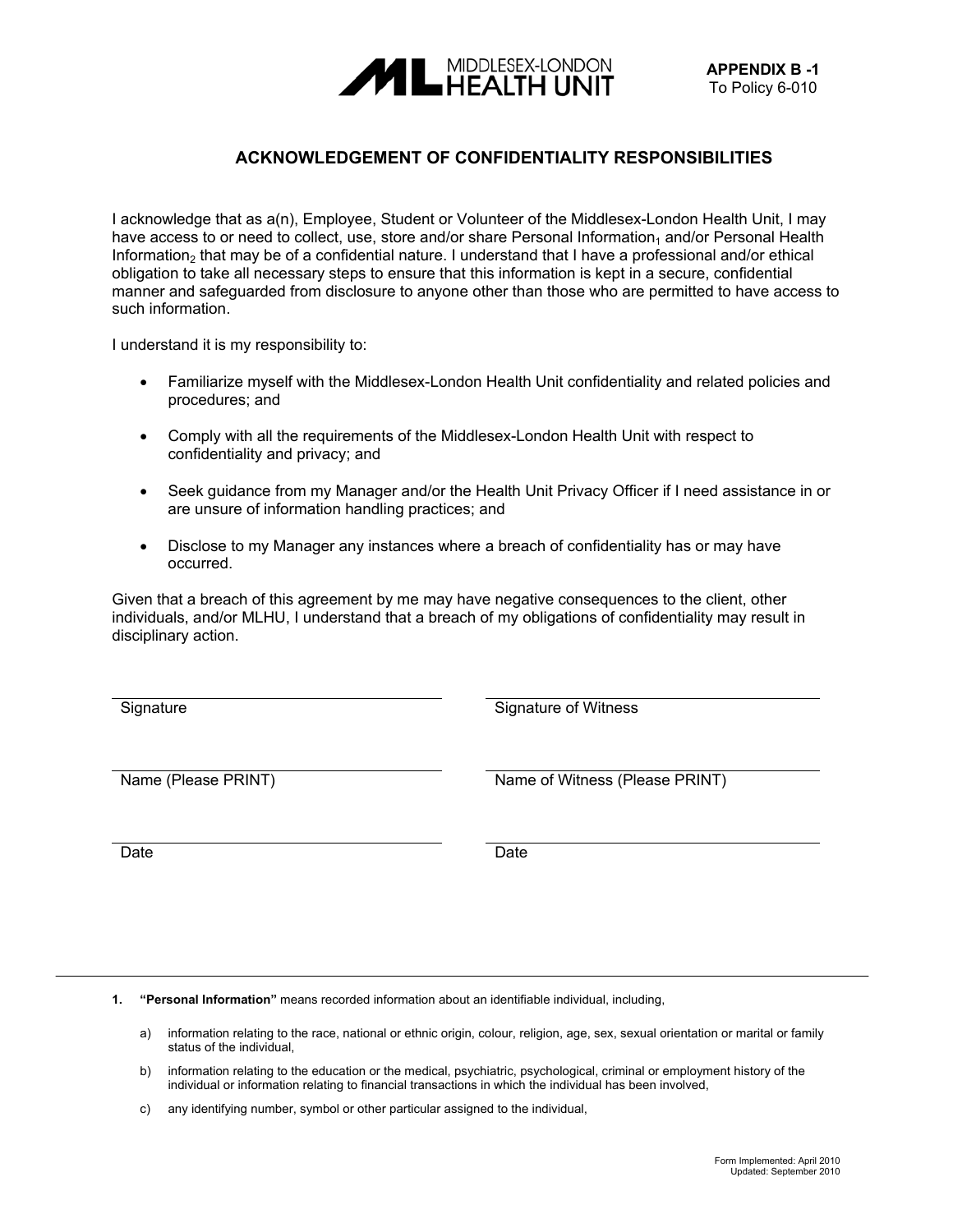MIDDLESEX-LONDON HEALTH UNIT

**APPENDIX B -1**
To Policy 6-010

## ACKNOWLEDGEMENT OF CONFIDENTIALITY RESPONSIBILITIES

I acknowledge that as a(n), Employee, Student or Volunteer of the Middlesex-London Health Unit, I may have access to or need to collect, use, store and/or share Personal Information[1] and/or Personal Health Information[2] that may be of a confidential nature. I understand that I have a professional and/or ethical obligation to take all necessary steps to ensure that this information is kept in a secure, confidential manner and safeguarded from disclosure to anyone other than those who are permitted to have access to such information.

I understand it is my responsibility to:

- Familiarize myself with the Middlesex-London Health Unit confidentiality and related policies and procedures; and
- Comply with all the requirements of the Middlesex-London Health Unit with respect to confidentiality and privacy; and
- Seek guidance from my Manager and/or the Health Unit Privacy Officer if I need assistance in or are unsure of information handling practices; and
- Disclose to my Manager any instances where a breach of confidentiality has or may have occurred.

Given that a breach of this agreement by me may have negative consequences to the client, other individuals, and/or MLHU, I understand that a breach of my obligations of confidentiality may result in disciplinary action.

| | |
|---|---|
| Signature | Signature of Witness |
| Name (Please PRINT) | Name of Witness (Please PRINT) |
| Date | Date |

---

1. **"Personal Information"** means recorded information about an identifiable individual, including,

   a) information relating to the race, national or ethnic origin, colour, religion, age, sex, sexual orientation or marital or family status of the individual,

   b) information relating to the education or the medical, psychiatric, psychological, criminal or employment history of the individual or information relating to financial transactions in which the individual has been involved,

   c) any identifying number, symbol or other particular assigned to the individual,

Form Implemented: April 2010
Updated: September 2010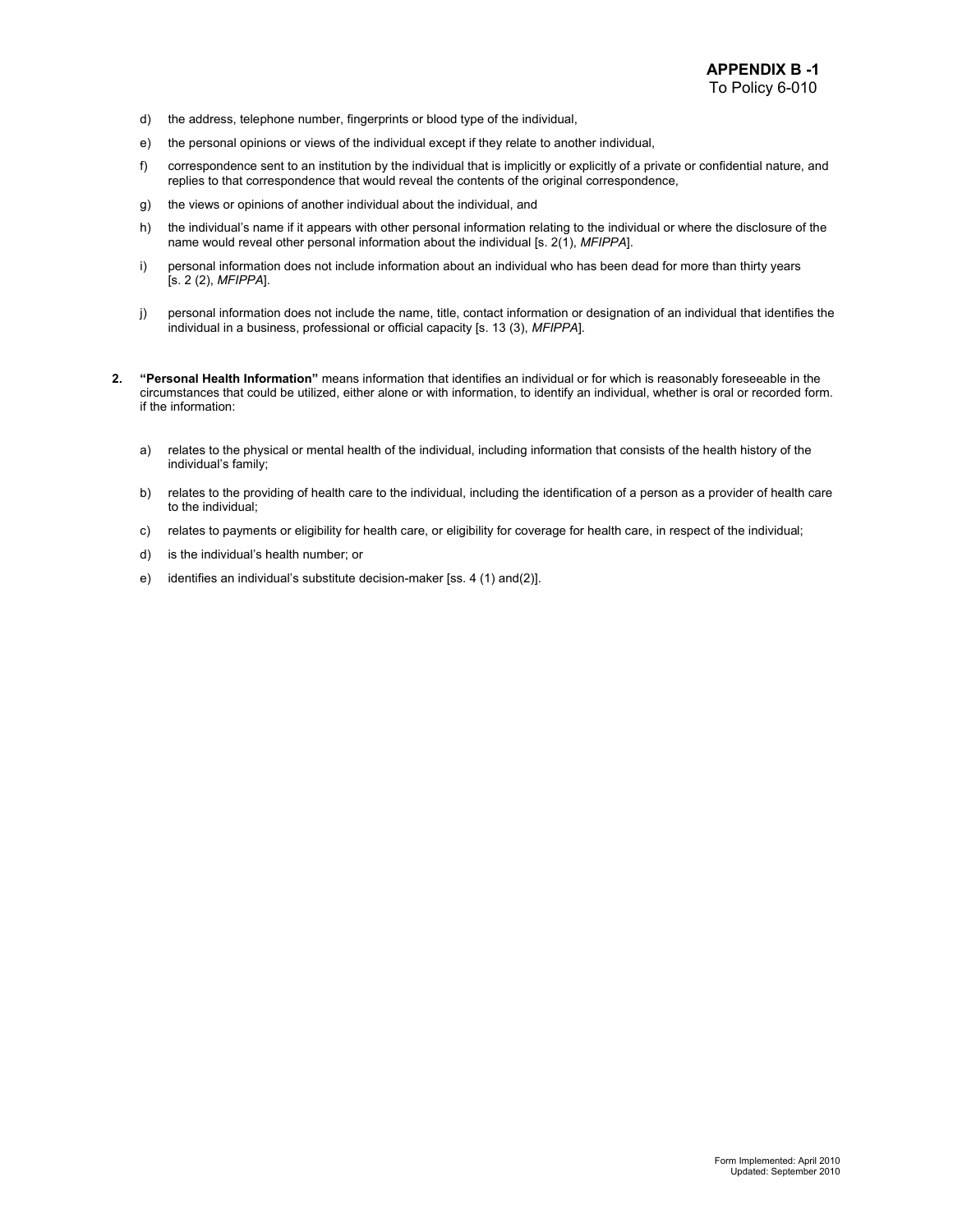d) the address, telephone number, fingerprints or blood type of the individual,

e) the personal opinions or views of the individual except if they relate to another individual,

f) correspondence sent to an institution by the individual that is implicitly or explicitly of a private or confidential nature, and replies to that correspondence that would reveal the contents of the original correspondence,

g) the views or opinions of another individual about the individual, and

h) the individual's name if it appears with other personal information relating to the individual or where the disclosure of the name would reveal other personal information about the individual [s. 2(1), *MFIPPA*].

i) personal information does not include information about an individual who has been dead for more than thirty years [s. 2 (2), *MFIPPA*].

j) personal information does not include the name, title, contact information or designation of an individual that identifies the individual in a business, professional or official capacity [s. 13 (3), *MFIPPA*].

**2. "Personal Health Information"** means information that identifies an individual or for which is reasonably foreseeable in the circumstances that could be utilized, either alone or with information, to identify an individual, whether is oral or recorded form. if the information:

a) relates to the physical or mental health of the individual, including information that consists of the health history of the individual's family;

b) relates to the providing of health care to the individual, including the identification of a person as a provider of health care to the individual;

c) relates to payments or eligibility for health care, or eligibility for coverage for health care, in respect of the individual;

d) is the individual's health number; or

e) identifies an individual's substitute decision-maker [ss. 4 (1) and(2)].